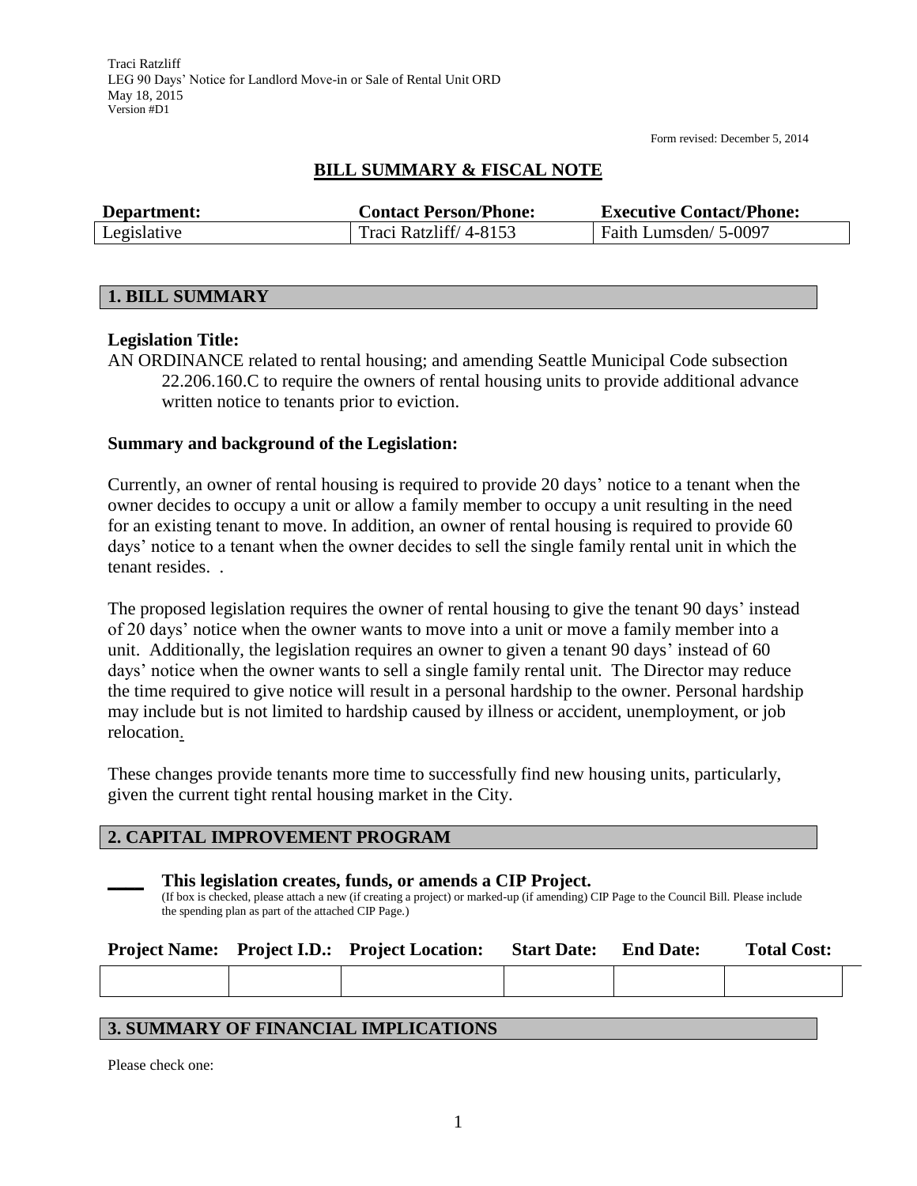Traci Ratzliff
LEG 90 Days' Notice for Landlord Move-in or Sale of Rental Unit ORD
May 18, 2015
Version #D1

Form revised: December 5, 2014

# BILL SUMMARY & FISCAL NOTE

| Department: | Contact Person/Phone: | Executive Contact/Phone: |
|---|---|---|
| Legislative | Traci Ratzliff/ 4-8153 | Faith Lumsden/ 5-0097 |

## 1. BILL SUMMARY

**Legislation Title:**

AN ORDINANCE related to rental housing; and amending Seattle Municipal Code subsection 22.206.160.C to require the owners of rental housing units to provide additional advance written notice to tenants prior to eviction.

**Summary and background of the Legislation:**

Currently, an owner of rental housing is required to provide 20 days' notice to a tenant when the owner decides to occupy a unit or allow a family member to occupy a unit resulting in the need for an existing tenant to move. In addition, an owner of rental housing is required to provide 60 days' notice to a tenant when the owner decides to sell the single family rental unit in which the tenant resides. .

The proposed legislation requires the owner of rental housing to give the tenant 90 days' instead of 20 days' notice when the owner wants to move into a unit or move a family member into a unit. Additionally, the legislation requires an owner to given a tenant 90 days' instead of 60 days' notice when the owner wants to sell a single family rental unit. The Director may reduce the time required to give notice will result in a personal hardship to the owner. Personal hardship may include but is not limited to hardship caused by illness or accident, unemployment, or job relocation.

These changes provide tenants more time to successfully find new housing units, particularly, given the current tight rental housing market in the City.

## 2. CAPITAL IMPROVEMENT PROGRAM

____ **This legislation creates, funds, or amends a CIP Project.**
(If box is checked, please attach a new (if creating a project) or marked-up (if amending) CIP Page to the Council Bill. Please include the spending plan as part of the attached CIP Page.)

| Project Name: | Project I.D.: | Project Location: | Start Date: | End Date: | Total Cost: |
|---|---|---|---|---|---|
| | | | | | |

## 3. SUMMARY OF FINANCIAL IMPLICATIONS

Please check one: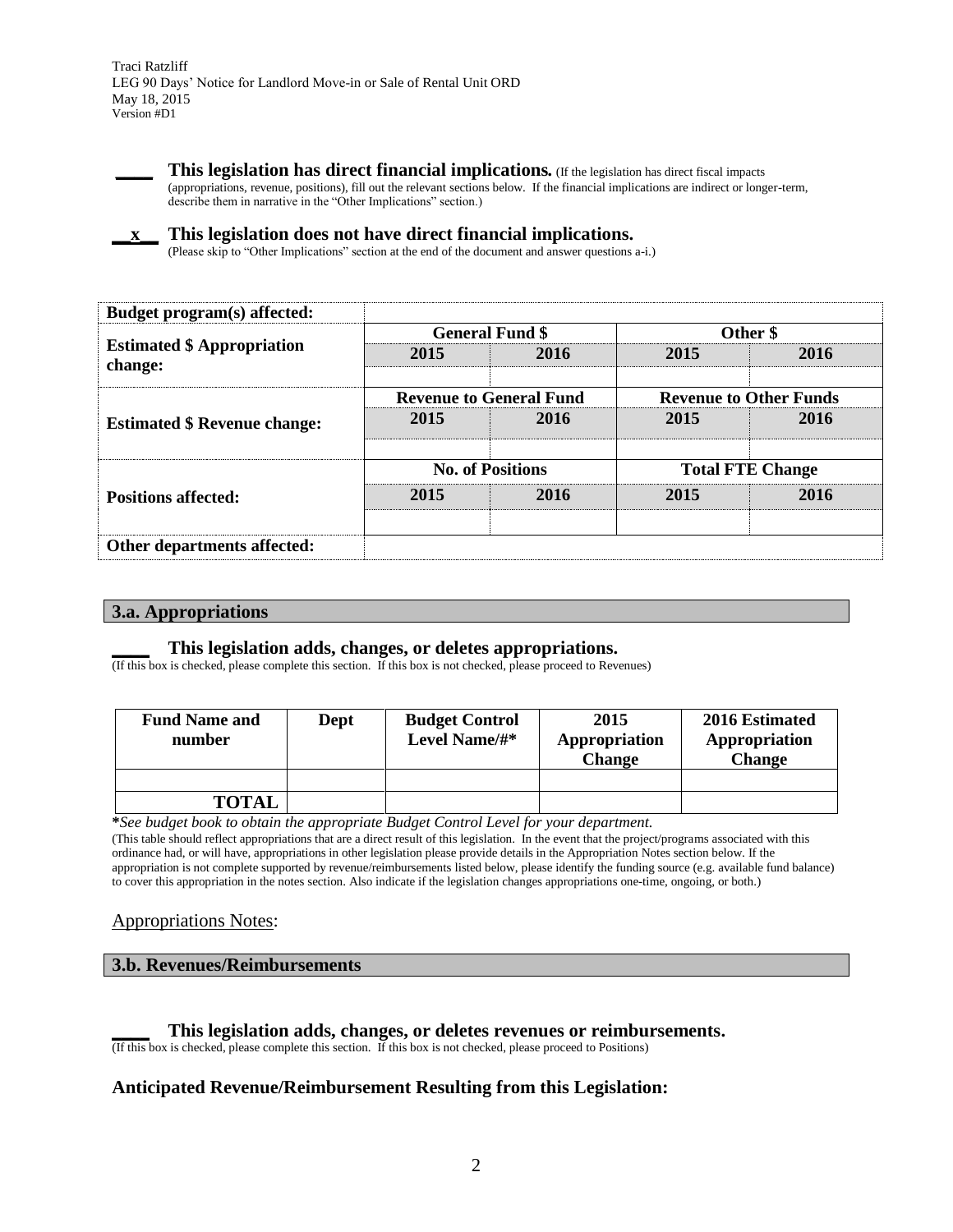____ **This legislation has direct financial implications.** (If the legislation has direct fiscal impacts (appropriations, revenue, positions), fill out the relevant sections below. If the financial implications are indirect or longer-term, describe them in narrative in the "Other Implications" section.)

__x__ **This legislation does not have direct financial implications.**
(Please skip to "Other Implications" section at the end of the document and answer questions a-i.)

| **Budget program(s) affected:** | | | | |
|---|---|---|---|---|
| **Estimated $ Appropriation change:** | **General Fund $** | | **Other $** | |
| | **2015** | **2016** | **2015** | **2016** |
| | | | | |
| **Estimated $ Revenue change:** | **Revenue to General Fund** | | **Revenue to Other Funds** | |
| | **2015** | **2016** | **2015** | **2016** |
| | | | | |
| **Positions affected:** | **No. of Positions** | | **Total FTE Change** | |
| | **2015** | **2016** | **2015** | **2016** |
| | | | | |
| **Other departments affected:** | | | | |

## 3.a. Appropriations

____ **This legislation adds, changes, or deletes appropriations.**
(If this box is checked, please complete this section. If this box is not checked, please proceed to Revenues)

| Fund Name and number | Dept | Budget Control Level Name/#* | 2015 Appropriation Change | 2016 Estimated Appropriation Change |
|---|---|---|---|---|
| | | | | |
| **TOTAL** | | | | |

***See budget book to obtain the appropriate Budget Control Level for your department.***
(This table should reflect appropriations that are a direct result of this legislation. In the event that the project/programs associated with this ordinance had, or will have, appropriations in other legislation please provide details in the Appropriation Notes section below. If the appropriation is not complete supported by revenue/reimbursements listed below, please identify the funding source (e.g. available fund balance) to cover this appropriation in the notes section. Also indicate if the legislation changes appropriations one-time, ongoing, or both.)

Appropriations Notes:

## 3.b. Revenues/Reimbursements

____ **This legislation adds, changes, or deletes revenues or reimbursements.**
(If this box is checked, please complete this section. If this box is not checked, please proceed to Positions)

**Anticipated Revenue/Reimbursement Resulting from this Legislation:**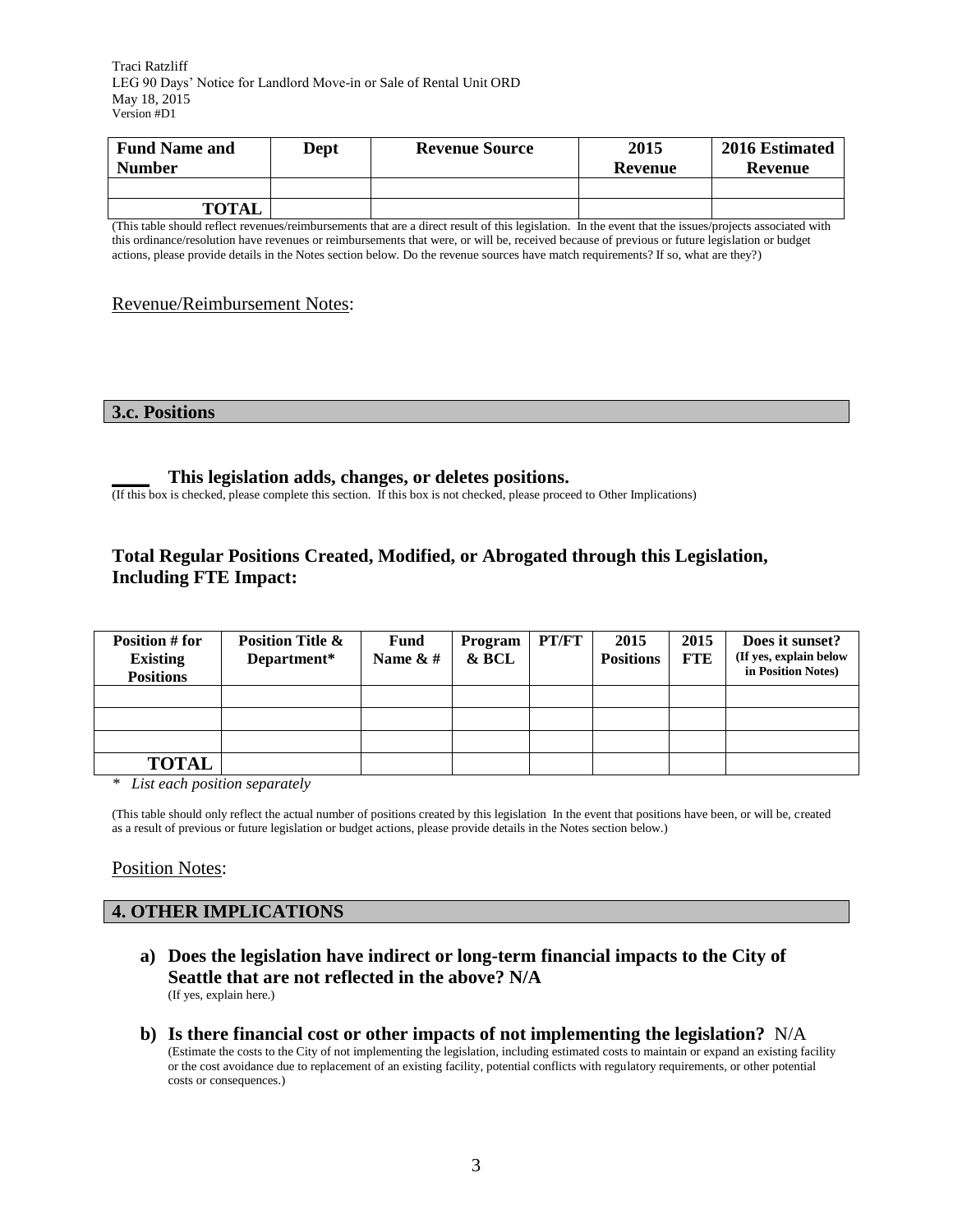| Fund Name and Number | Dept | Revenue Source | 2015 Revenue | 2016 Estimated Revenue |
|---|---|---|---|---|
| | | | | |
| **TOTAL** | | | | |

(This table should reflect revenues/reimbursements that are a direct result of this legislation. In the event that the issues/projects associated with this ordinance/resolution have revenues or reimbursements that were, or will be, received because of previous or future legislation or budget actions, please provide details in the Notes section below. Do the revenue sources have match requirements? If so, what are they?)

Revenue/Reimbursement Notes:

## 3.c. Positions

**____ This legislation adds, changes, or deletes positions.**

(If this box is checked, please complete this section. If this box is not checked, please proceed to Other Implications)

### Total Regular Positions Created, Modified, or Abrogated through this Legislation, Including FTE Impact:

| Position # for Existing Positions | Position Title & Department* | Fund Name & # | Program & BCL | PT/FT | 2015 Positions | 2015 FTE | Does it sunset? (If yes, explain below in Position Notes) |
|---|---|---|---|---|---|---|---|
| | | | | | | | |
| | | | | | | | |
| | | | | | | | |
| **TOTAL** | | | | | | | |

* *List each position separately*

(This table should only reflect the actual number of positions created by this legislation In the event that positions have been, or will be, created as a result of previous or future legislation or budget actions, please provide details in the Notes section below.)

Position Notes:

## 4. OTHER IMPLICATIONS

**a) Does the legislation have indirect or long-term financial impacts to the City of Seattle that are not reflected in the above? N/A**
(If yes, explain here.)

**b) Is there financial cost or other impacts of not implementing the legislation?** N/A
(Estimate the costs to the City of not implementing the legislation, including estimated costs to maintain or expand an existing facility or the cost avoidance due to replacement of an existing facility, potential conflicts with regulatory requirements, or other potential costs or consequences.)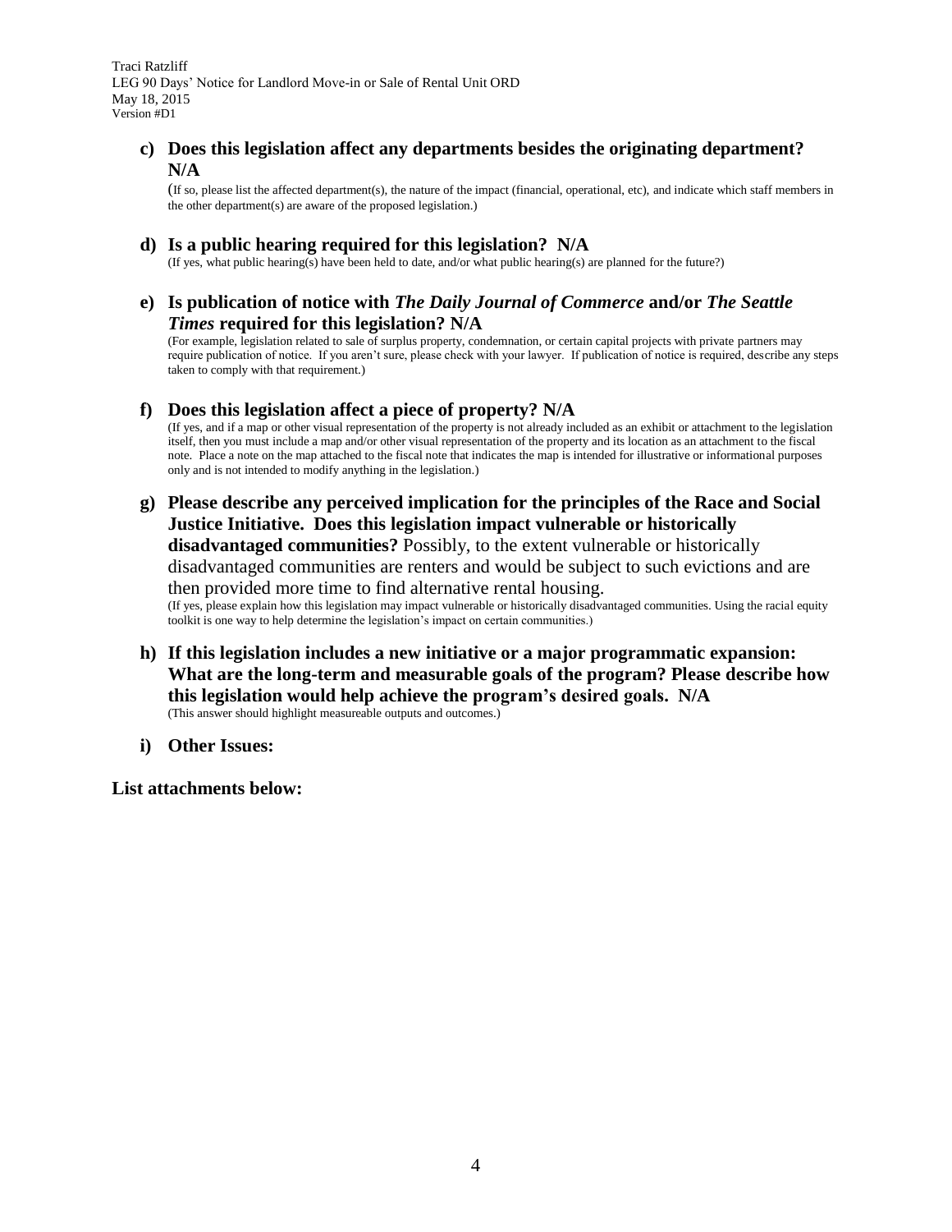**c) Does this legislation affect any departments besides the originating department? N/A**

(If so, please list the affected department(s), the nature of the impact (financial, operational, etc), and indicate which staff members in the other department(s) are aware of the proposed legislation.)

**d) Is a public hearing required for this legislation? N/A**

(If yes, what public hearing(s) have been held to date, and/or what public hearing(s) are planned for the future?)

**e) Is publication of notice with *The Daily Journal of Commerce* and/or *The Seattle Times* required for this legislation? N/A**

(For example, legislation related to sale of surplus property, condemnation, or certain capital projects with private partners may require publication of notice. If you aren't sure, please check with your lawyer. If publication of notice is required, describe any steps taken to comply with that requirement.)

**f) Does this legislation affect a piece of property? N/A**

(If yes, and if a map or other visual representation of the property is not already included as an exhibit or attachment to the legislation itself, then you must include a map and/or other visual representation of the property and its location as an attachment to the fiscal note. Place a note on the map attached to the fiscal note that indicates the map is intended for illustrative or informational purposes only and is not intended to modify anything in the legislation.)

**g) Please describe any perceived implication for the principles of the Race and Social Justice Initiative. Does this legislation impact vulnerable or historically disadvantaged communities?** Possibly, to the extent vulnerable or historically disadvantaged communities are renters and would be subject to such evictions and are then provided more time to find alternative rental housing.

(If yes, please explain how this legislation may impact vulnerable or historically disadvantaged communities. Using the racial equity toolkit is one way to help determine the legislation's impact on certain communities.)

**h) If this legislation includes a new initiative or a major programmatic expansion: What are the long-term and measurable goals of the program? Please describe how this legislation would help achieve the program's desired goals. N/A**

(This answer should highlight measureable outputs and outcomes.)

**i) Other Issues:**

**List attachments below:**